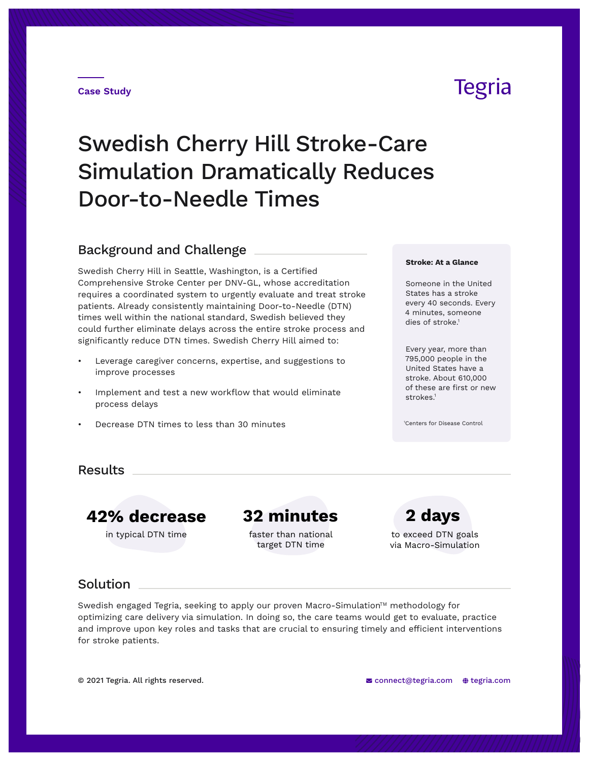Case Study

Tegria

# Swedish Cherry Hill Stroke-Care Simulation Dramatically Reduces Door-to-Needle Times

## Background and Challenge

Swedish Cherry Hill in Seattle, Washington, is a Certified Comprehensive Stroke Center per DNV-GL, whose accreditation requires a coordinated system to urgently evaluate and treat stroke patients. Already consistently maintaining Door-to-Needle (DTN) times well within the national standard, Swedish believed they could further eliminate delays across the entire stroke process and significantly reduce DTN times. Swedish Cherry Hill aimed to:

- Leverage caregiver concerns, expertise, and suggestions to improve processes
- Implement and test a new workflow that would eliminate process delays
- Decrease DTN times to less than 30 minutes

**Stroke: At a Glance**

Someone in the United States has a stroke every 40 seconds. Every 4 minutes, someone dies of stroke.[1]

Every year, more than 795,000 people in the United States have a stroke. About 610,000 of these are first or new strokes.[1]

[1]Centers for Disease Control

## Results

**42% decrease**
in typical DTN time

**32 minutes**
faster than national target DTN time

**2 days**
to exceed DTN goals via Macro-Simulation

## Solution

Swedish engaged Tegria, seeking to apply our proven Macro-Simulation™ methodology for optimizing care delivery via simulation. In doing so, the care teams would get to evaluate, practice and improve upon key roles and tasks that are crucial to ensuring timely and efficient interventions for stroke patients.

© 2021 Tegria. All rights reserved.

connect@tegria.com tegria.com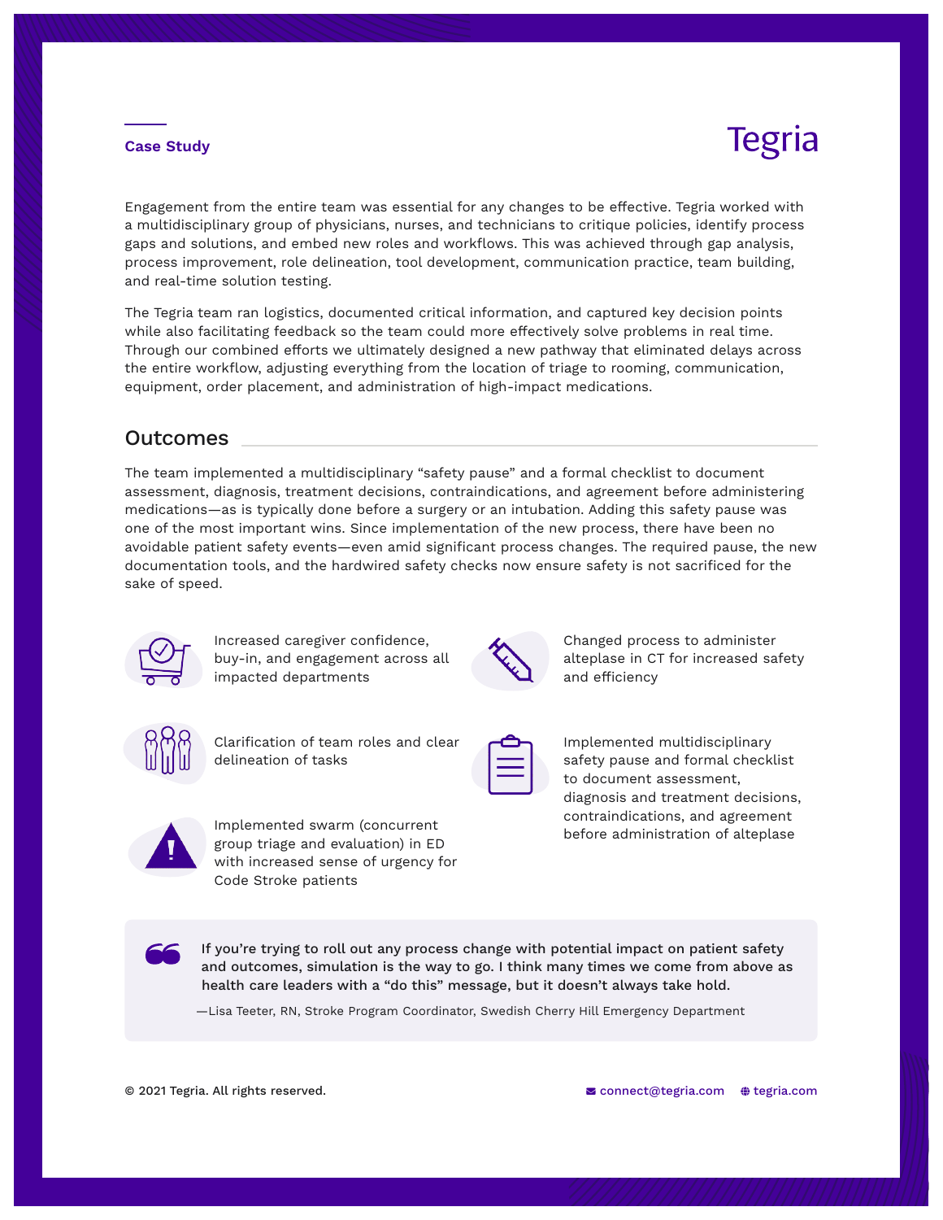Engagement from the entire team was essential for any changes to be effective. Tegria worked with a multidisciplinary group of physicians, nurses, and technicians to critique policies, identify process gaps and solutions, and embed new roles and workflows. This was achieved through gap analysis, process improvement, role delineation, tool development, communication practice, team building, and real-time solution testing.

The Tegria team ran logistics, documented critical information, and captured key decision points while also facilitating feedback so the team could more effectively solve problems in real time. Through our combined efforts we ultimately designed a new pathway that eliminated delays across the entire workflow, adjusting everything from the location of triage to rooming, communication, equipment, order placement, and administration of high-impact medications.

## Outcomes

The team implemented a multidisciplinary "safety pause" and a formal checklist to document assessment, diagnosis, treatment decisions, contraindications, and agreement before administering medications—as is typically done before a surgery or an intubation. Adding this safety pause was one of the most important wins. Since implementation of the new process, there have been no avoidable patient safety events—even amid significant process changes. The required pause, the new documentation tools, and the hardwired safety checks now ensure safety is not sacrificed for the sake of speed.

- Increased caregiver confidence, buy-in, and engagement across all impacted departments
- Clarification of team roles and clear delineation of tasks
- Implemented swarm (concurrent group triage and evaluation) in ED with increased sense of urgency for Code Stroke patients
- Changed process to administer alteplase in CT for increased safety and efficiency
- Implemented multidisciplinary safety pause and formal checklist to document assessment, diagnosis and treatment decisions, contraindications, and agreement before administration of alteplase

> **If you're trying to roll out any process change with potential impact on patient safety and outcomes, simulation is the way to go. I think many times we come from above as health care leaders with a "do this" message, but it doesn't always take hold.**
>
> —Lisa Teeter, RN, Stroke Program Coordinator, Swedish Cherry Hill Emergency Department

© 2021 Tegria. All rights reserved.

connect@tegria.com tegria.com